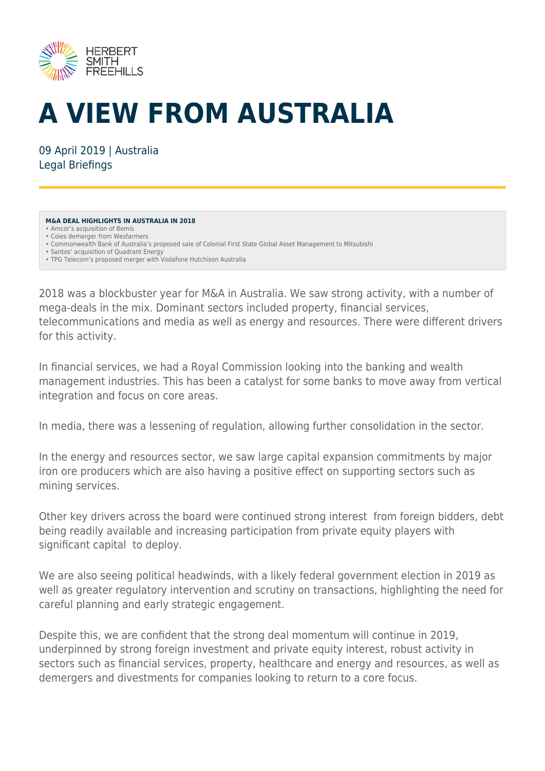# A VIEW FROM AUSTRALIA

09 April 2019 | Australia
Legal Briefings

**M&A DEAL HIGHLIGHTS IN AUSTRALIA IN 2018**

- Amcor's acquisition of Bemis
- Coles demerger from Wesfarmers
- Commonwealth Bank of Australia's proposed sale of Colonial First State Global Asset Management to Mitsubishi
- Santos' acquisition of Quadrant Energy
- TPG Telecom's proposed merger with Vodafone Hutchison Australia

2018 was a blockbuster year for M&A in Australia. We saw strong activity, with a number of mega-deals in the mix. Dominant sectors included property, financial services, telecommunications and media as well as energy and resources. There were different drivers for this activity.

In financial services, we had a Royal Commission looking into the banking and wealth management industries. This has been a catalyst for some banks to move away from vertical integration and focus on core areas.

In media, there was a lessening of regulation, allowing further consolidation in the sector.

In the energy and resources sector, we saw large capital expansion commitments by major iron ore producers which are also having a positive effect on supporting sectors such as mining services.

Other key drivers across the board were continued strong interest from foreign bidders, debt being readily available and increasing participation from private equity players with significant capital to deploy.

We are also seeing political headwinds, with a likely federal government election in 2019 as well as greater regulatory intervention and scrutiny on transactions, highlighting the need for careful planning and early strategic engagement.

Despite this, we are confident that the strong deal momentum will continue in 2019, underpinned by strong foreign investment and private equity interest, robust activity in sectors such as financial services, property, healthcare and energy and resources, as well as demergers and divestments for companies looking to return to a core focus.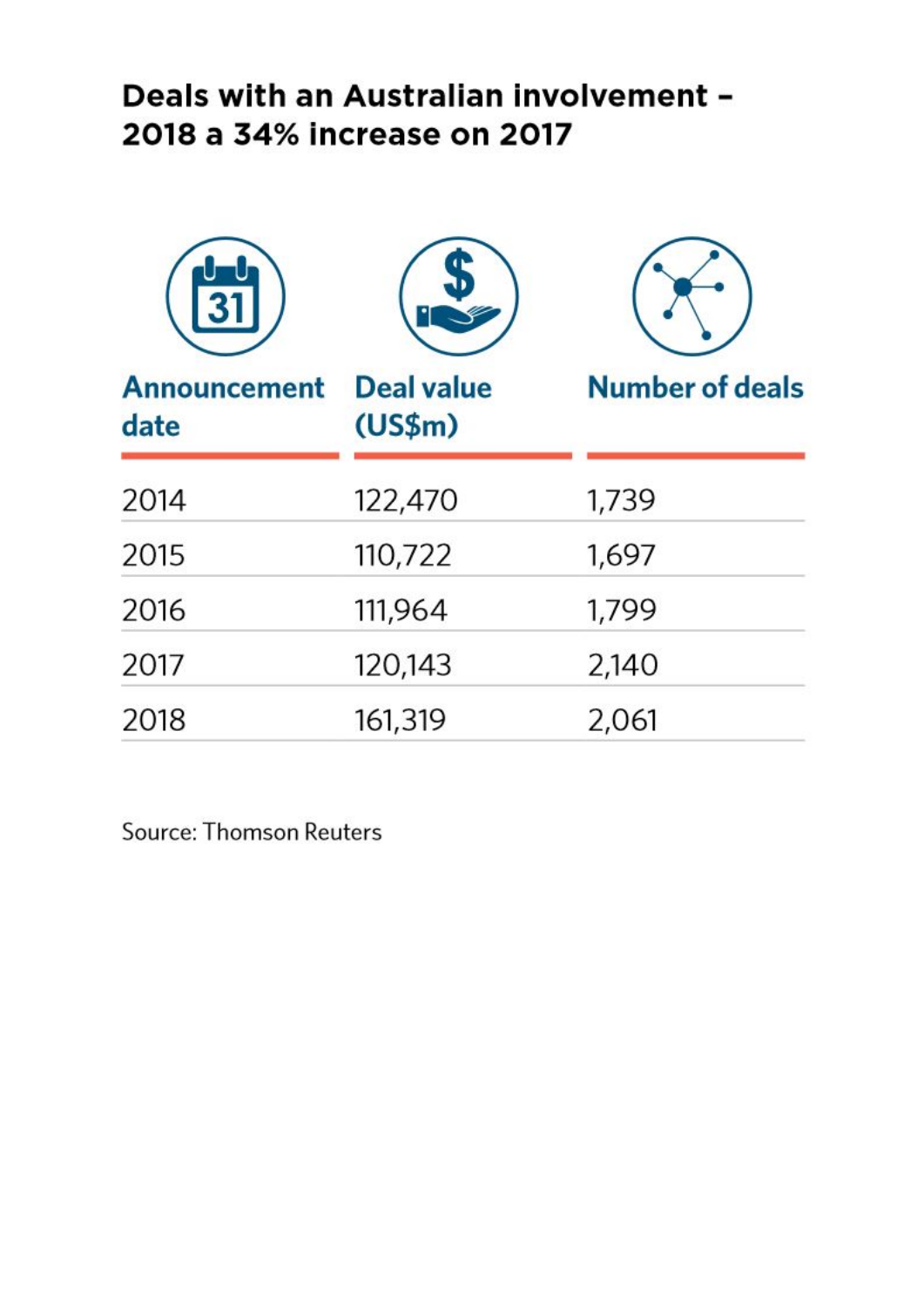## Deals with an Australian involvement – 2018 a 34% increase on 2017

| Announcement date | Deal value (US$m) | Number of deals |
|---|---|---|
| 2014 | 122,470 | 1,739 |
| 2015 | 110,722 | 1,697 |
| 2016 | 111,964 | 1,799 |
| 2017 | 120,143 | 2,140 |
| 2018 | 161,319 | 2,061 |

Source: Thomson Reuters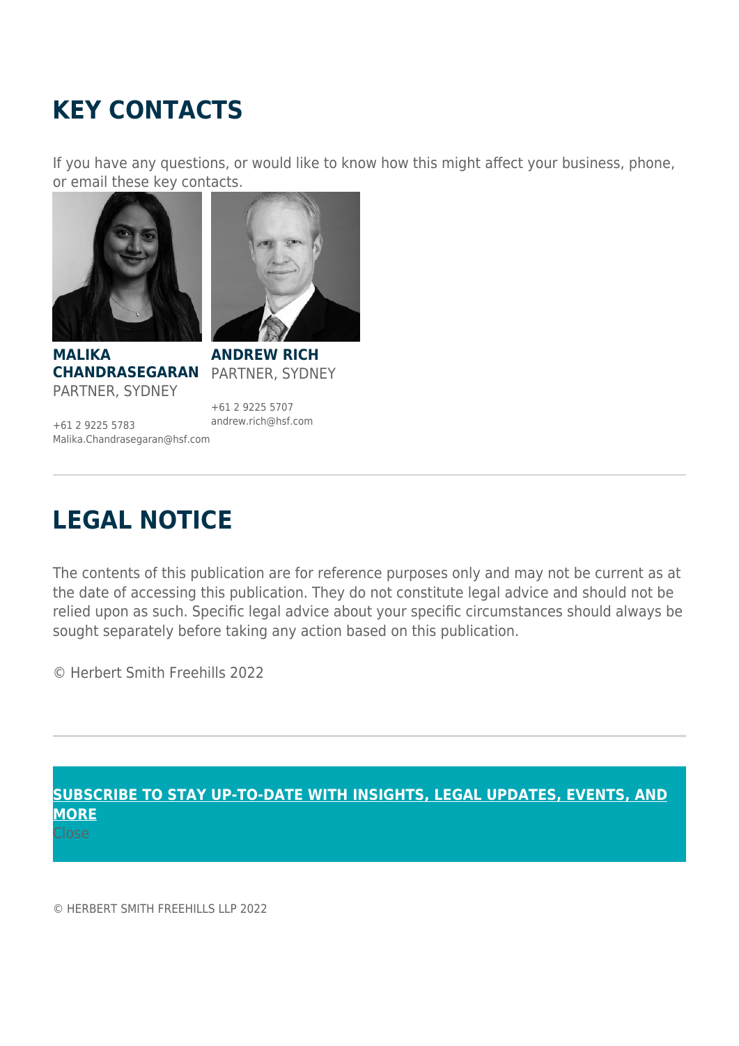## KEY CONTACTS

If you have any questions, or would like to know how this might affect your business, phone, or email these key contacts.

**MALIKA CHANDRASEGARAN**
PARTNER, SYDNEY

+61 2 9225 5783
Malika.Chandrasegaran@hsf.com

**ANDREW RICH**
PARTNER, SYDNEY

+61 2 9225 5707
andrew.rich@hsf.com

## LEGAL NOTICE

The contents of this publication are for reference purposes only and may not be current as at the date of accessing this publication. They do not constitute legal advice and should not be relied upon as such. Specific legal advice about your specific circumstances should always be sought separately before taking any action based on this publication.

© Herbert Smith Freehills 2022

**SUBSCRIBE TO STAY UP-TO-DATE WITH INSIGHTS, LEGAL UPDATES, EVENTS, AND MORE**

Close

© HERBERT SMITH FREEHILLS LLP 2022